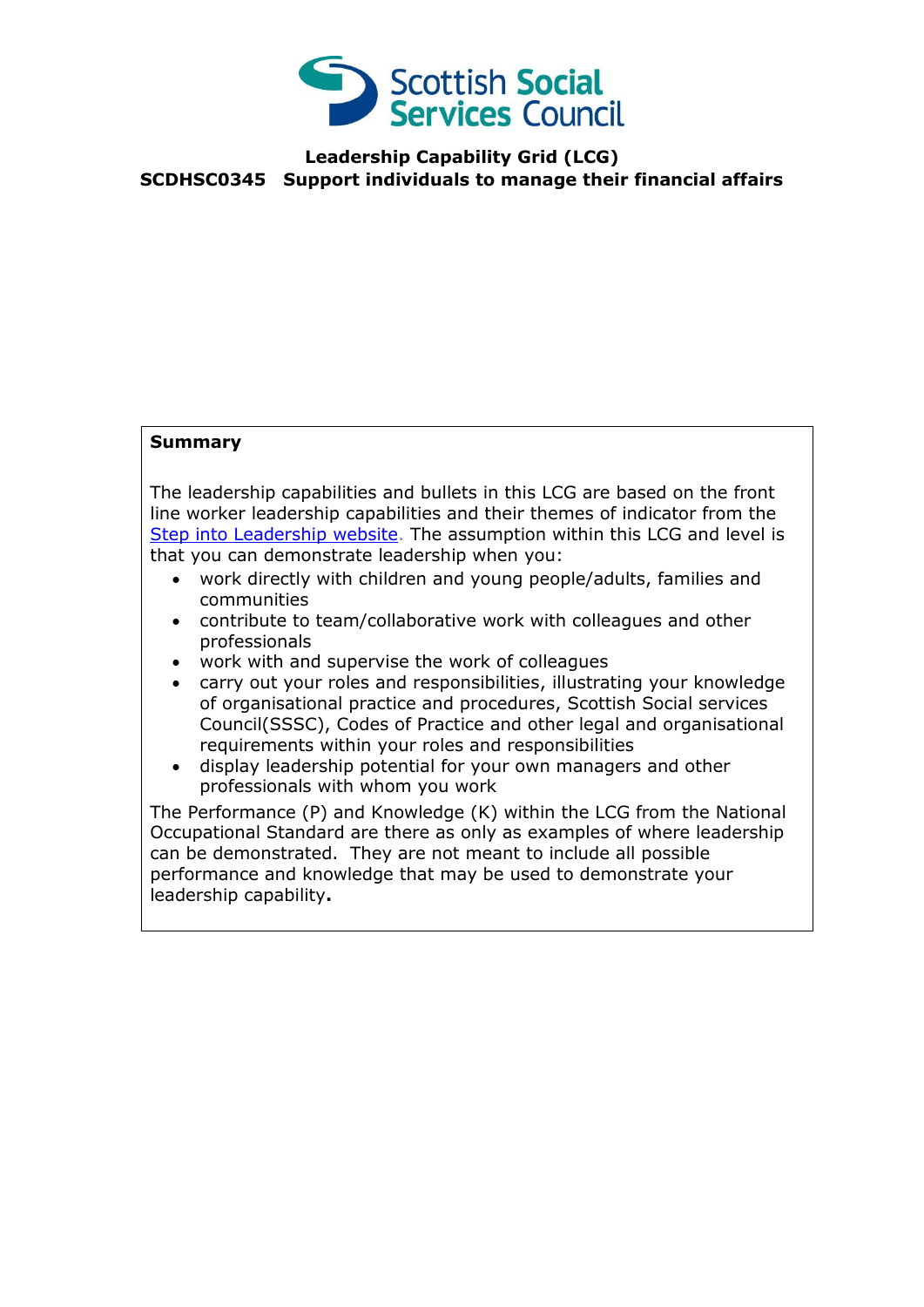Scottish Social Services Council

# Leadership Capability Grid (LCG)

## SCDHSC0345 Support individuals to manage their financial affairs

**Summary**

The leadership capabilities and bullets in this LCG are based on the front line worker leadership capabilities and their themes of indicator from the [Step into Leadership website](). The assumption within this LCG and level is that you can demonstrate leadership when you:

- work directly with children and young people/adults, families and communities
- contribute to team/collaborative work with colleagues and other professionals
- work with and supervise the work of colleagues
- carry out your roles and responsibilities, illustrating your knowledge of organisational practice and procedures, Scottish Social services Council(SSSC), Codes of Practice and other legal and organisational requirements within your roles and responsibilities
- display leadership potential for your own managers and other professionals with whom you work

The Performance (P) and Knowledge (K) within the LCG from the National Occupational Standard are there as only as examples of where leadership can be demonstrated. They are not meant to include all possible performance and knowledge that may be used to demonstrate your leadership capability**.**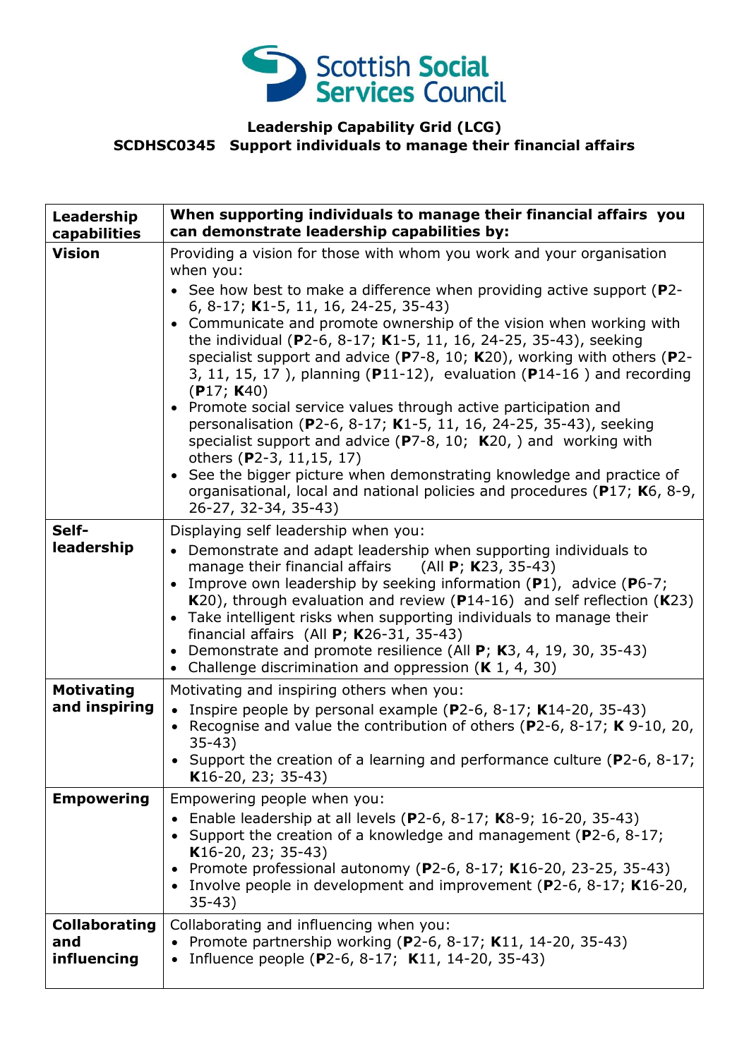**Leadership Capability Grid (LCG)**
**SCDHSC0345 Support individuals to manage their financial affairs**

| Leadership capabilities | When supporting individuals to manage their financial affairs you can demonstrate leadership capabilities by: |
|---|---|
| **Vision** | Providing a vision for those with whom you work and your organisation when you:<br>• See how best to make a difference when providing active support (**P**2-6, 8-17; **K**1-5, 11, 16, 24-25, 35-43)<br>• Communicate and promote ownership of the vision when working with the individual (**P**2-6, 8-17; **K**1-5, 11, 16, 24-25, 35-43), seeking specialist support and advice (**P**7-8, 10; **K**20), working with others (**P**2-3, 11, 15, 17 ), planning (**P**11-12), evaluation (**P**14-16 ) and recording (**P**17; **K**40)<br>• Promote social service values through active participation and personalisation (**P**2-6, 8-17; **K**1-5, 11, 16, 24-25, 35-43), seeking specialist support and advice (**P**7-8, 10; **K**20, ) and working with others (**P**2-3, 11,15, 17)<br>• See the bigger picture when demonstrating knowledge and practice of organisational, local and national policies and procedures (**P**17; **K**6, 8-9, 26-27, 32-34, 35-43) |
| **Self-leadership** | Displaying self leadership when you:<br>• Demonstrate and adapt leadership when supporting individuals to manage their financial affairs (All **P**; **K**23, 35-43)<br>• Improve own leadership by seeking information (**P**1), advice (**P**6-7; **K**20), through evaluation and review (**P**14-16) and self reflection (**K**23)<br>• Take intelligent risks when supporting individuals to manage their financial affairs (All **P**; **K**26-31, 35-43)<br>• Demonstrate and promote resilience (All **P**; **K**3, 4, 19, 30, 35-43)<br>• Challenge discrimination and oppression (**K** 1, 4, 30) |
| **Motivating and inspiring** | Motivating and inspiring others when you:<br>• Inspire people by personal example (**P**2-6, 8-17; **K**14-20, 35-43)<br>• Recognise and value the contribution of others (**P**2-6, 8-17; **K** 9-10, 20, 35-43)<br>• Support the creation of a learning and performance culture (**P**2-6, 8-17; **K**16-20, 23; 35-43) |
| **Empowering** | Empowering people when you:<br>• Enable leadership at all levels (**P**2-6, 8-17; **K**8-9; 16-20, 35-43)<br>• Support the creation of a knowledge and management (**P**2-6, 8-17; **K**16-20, 23; 35-43)<br>• Promote professional autonomy (**P**2-6, 8-17; **K**16-20, 23-25, 35-43)<br>• Involve people in development and improvement (**P**2-6, 8-17; **K**16-20, 35-43) |
| **Collaborating and influencing** | Collaborating and influencing when you:<br>• Promote partnership working (**P**2-6, 8-17; **K**11, 14-20, 35-43)<br>• Influence people (**P**2-6, 8-17; **K**11, 14-20, 35-43) |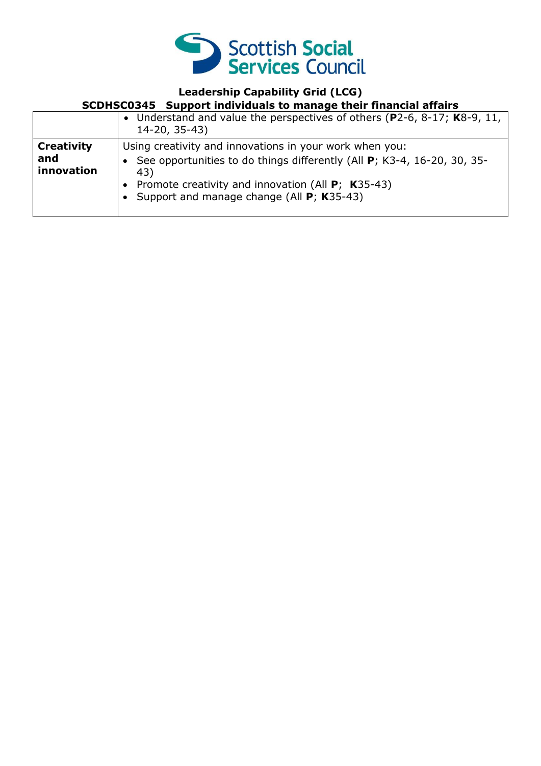Scottish Social Services Council

**Leadership Capability Grid (LCG)**

**SCDHSC0345 Support individuals to manage their financial affairs**

| | |
|---|---|
| | • Understand and value the perspectives of others (**P**2-6, 8-17; **K**8-9, 11, 14-20, 35-43) |
| **Creativity and innovation** | Using creativity and innovations in your work when you:<br>• See opportunities to do things differently (All **P**; K3-4, 16-20, 30, 35-43)<br>• Promote creativity and innovation (All **P**; **K**35-43)<br>• Support and manage change (All **P**; **K**35-43) |